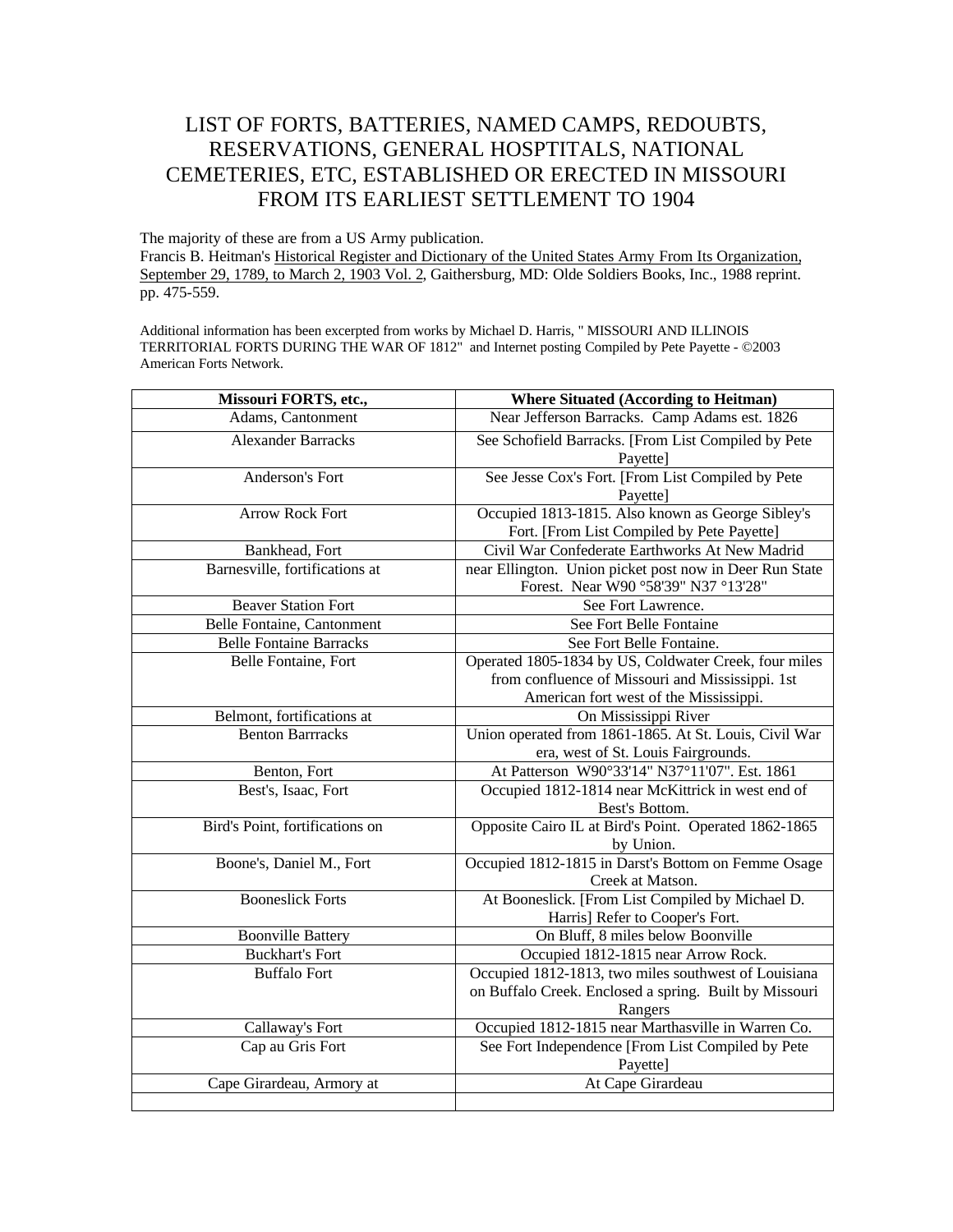# LIST OF FORTS, BATTERIES, NAMED CAMPS, REDOUBTS, RESERVATIONS, GENERAL HOSPTITALS, NATIONAL CEMETERIES, ETC, ESTABLISHED OR ERECTED IN MISSOURI FROM ITS EARLIEST SETTLEMENT TO 1904

The majority of these are from a US Army publication.
Francis B. Heitman's Historical Register and Dictionary of the United States Army From Its Organization, September 29, 1789, to March 2, 1903 Vol. 2, Gaithersburg, MD: Olde Soldiers Books, Inc., 1988 reprint. pp. 475-559.

Additional information has been excerpted from works by Michael D. Harris, " MISSOURI AND ILLINOIS TERRITORIAL FORTS DURING THE WAR OF 1812" and Internet posting Compiled by Pete Payette - ©2003 American Forts Network.

| Missouri FORTS, etc., | Where Situated (According to Heitman) |
|---|---|
| Adams, Cantonment | Near Jefferson Barracks. Camp Adams est. 1826 |
| Alexander Barracks | See Schofield Barracks. [From List Compiled by Pete Payette] |
| Anderson's Fort | See Jesse Cox's Fort. [From List Compiled by Pete Payette] |
| Arrow Rock Fort | Occupied 1813-1815. Also known as George Sibley's Fort. [From List Compiled by Pete Payette] |
| Bankhead, Fort | Civil War Confederate Earthworks At New Madrid |
| Barnesville, fortifications at | near Ellington. Union picket post now in Deer Run State Forest. Near W90 °58'39" N37 °13'28" |
| Beaver Station Fort | See Fort Lawrence. |
| Belle Fontaine, Cantonment | See Fort Belle Fontaine |
| Belle Fontaine Barracks | See Fort Belle Fontaine. |
| Belle Fontaine, Fort | Operated 1805-1834 by US, Coldwater Creek, four miles from confluence of Missouri and Mississippi. 1st American fort west of the Mississippi. |
| Belmont, fortifications at | On Mississippi River |
| Benton Barrracks | Union operated from 1861-1865. At St. Louis, Civil War era, west of St. Louis Fairgrounds. |
| Benton, Fort | At Patterson W90°33'14" N37°11'07". Est. 1861 |
| Best's, Isaac, Fort | Occupied 1812-1814 near McKittrick in west end of Best's Bottom. |
| Bird's Point, fortifications on | Opposite Cairo IL at Bird's Point. Operated 1862-1865 by Union. |
| Boone's, Daniel M., Fort | Occupied 1812-1815 in Darst's Bottom on Femme Osage Creek at Matson. |
| Booneslick Forts | At Booneslick. [From List Compiled by Michael D. Harris] Refer to Cooper's Fort. |
| Boonville Battery | On Bluff, 8 miles below Boonville |
| Buckhart's Fort | Occupied 1812-1815 near Arrow Rock. |
| Buffalo Fort | Occupied 1812-1813, two miles southwest of Louisiana on Buffalo Creek. Enclosed a spring. Built by Missouri Rangers |
| Callaway's Fort | Occupied 1812-1815 near Marthasville in Warren Co. |
| Cap au Gris Fort | See Fort Independence [From List Compiled by Pete Payette] |
| Cape Girardeau, Armory at | At Cape Girardeau |
| | |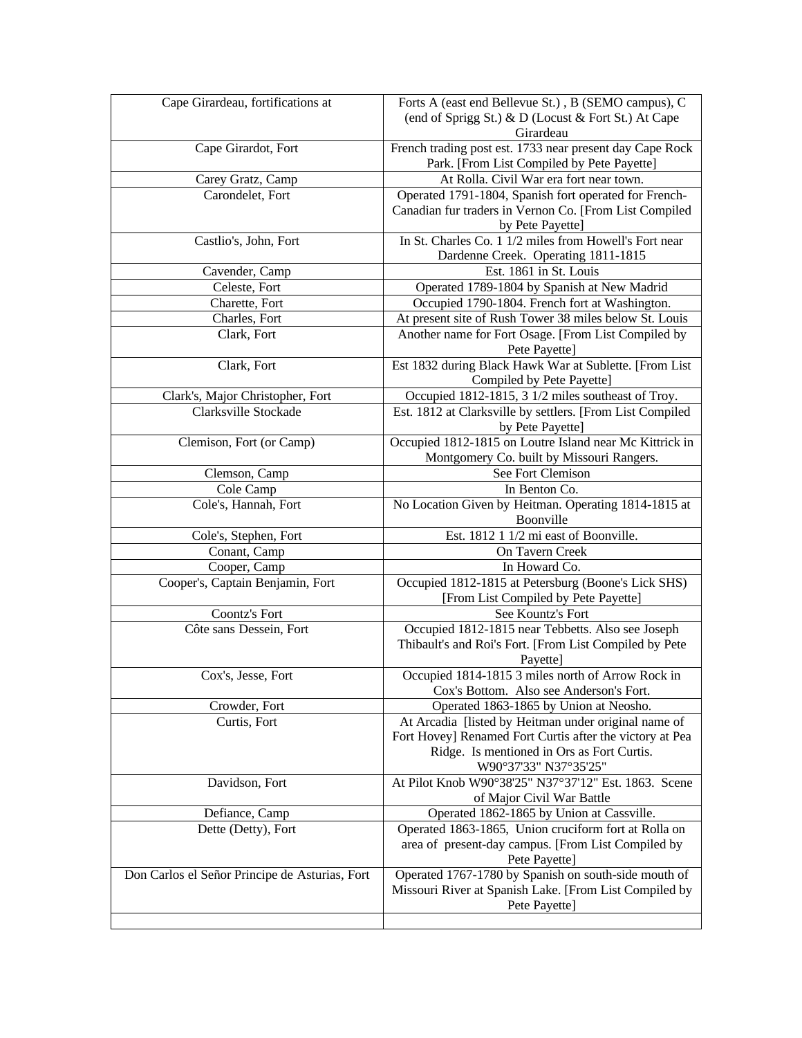| Cape Girardeau, fortifications at | Forts A (east end Bellevue St.) , B (SEMO campus), C (end of Sprigg St.) & D (Locust & Fort St.) At Cape Girardeau |
|---|---|
| Cape Girardot, Fort | French trading post est. 1733 near present day Cape Rock Park. [From List Compiled by Pete Payette] |
| Carey Gratz, Camp | At Rolla. Civil War era fort near town. |
| Carondelet, Fort | Operated 1791-1804, Spanish fort operated for French-Canadian fur traders in Vernon Co. [From List Compiled by Pete Payette] |
| Castlio's, John, Fort | In St. Charles Co. 1 1/2 miles from Howell's Fort near Dardenne Creek. Operating 1811-1815 |
| Cavender, Camp | Est. 1861 in St. Louis |
| Celeste, Fort | Operated 1789-1804 by Spanish at New Madrid |
| Charette, Fort | Occupied 1790-1804. French fort at Washington. |
| Charles, Fort | At present site of Rush Tower 38 miles below St. Louis |
| Clark, Fort | Another name for Fort Osage. [From List Compiled by Pete Payette] |
| Clark, Fort | Est 1832 during Black Hawk War at Sublette. [From List Compiled by Pete Payette] |
| Clark's, Major Christopher, Fort | Occupied 1812-1815, 3 1/2 miles southeast of Troy. |
| Clarksville Stockade | Est. 1812 at Clarksville by settlers. [From List Compiled by Pete Payette] |
| Clemison, Fort (or Camp) | Occupied 1812-1815 on Loutre Island near Mc Kittrick in Montgomery Co. built by Missouri Rangers. |
| Clemson, Camp | See Fort Clemison |
| Cole Camp | In Benton Co. |
| Cole's, Hannah, Fort | No Location Given by Heitman. Operating 1814-1815 at Boonville |
| Cole's, Stephen, Fort | Est. 1812 1 1/2 mi east of Boonville. |
| Conant, Camp | On Tavern Creek |
| Cooper, Camp | In Howard Co. |
| Cooper's, Captain Benjamin, Fort | Occupied 1812-1815 at Petersburg (Boone's Lick SHS) [From List Compiled by Pete Payette] |
| Coontz's Fort | See Kountz's Fort |
| Côte sans Dessein, Fort | Occupied 1812-1815 near Tebbetts. Also see Joseph Thibault's and Roi's Fort. [From List Compiled by Pete Payette] |
| Cox's, Jesse, Fort | Occupied 1814-1815 3 miles north of Arrow Rock in Cox's Bottom. Also see Anderson's Fort. |
| Crowder, Fort | Operated 1863-1865 by Union at Neosho. |
| Curtis, Fort | At Arcadia [listed by Heitman under original name of Fort Hovey] Renamed Fort Curtis after the victory at Pea Ridge. Is mentioned in Ors as Fort Curtis. W90°37'33" N37°35'25" |
| Davidson, Fort | At Pilot Knob W90°38'25" N37°37'12" Est. 1863. Scene of Major Civil War Battle |
| Defiance, Camp | Operated 1862-1865 by Union at Cassville. |
| Dette (Detty), Fort | Operated 1863-1865, Union cruciform fort at Rolla on area of present-day campus. [From List Compiled by Pete Payette] |
| Don Carlos el Señor Principe de Asturias, Fort | Operated 1767-1780 by Spanish on south-side mouth of Missouri River at Spanish Lake. [From List Compiled by Pete Payette] |
| | |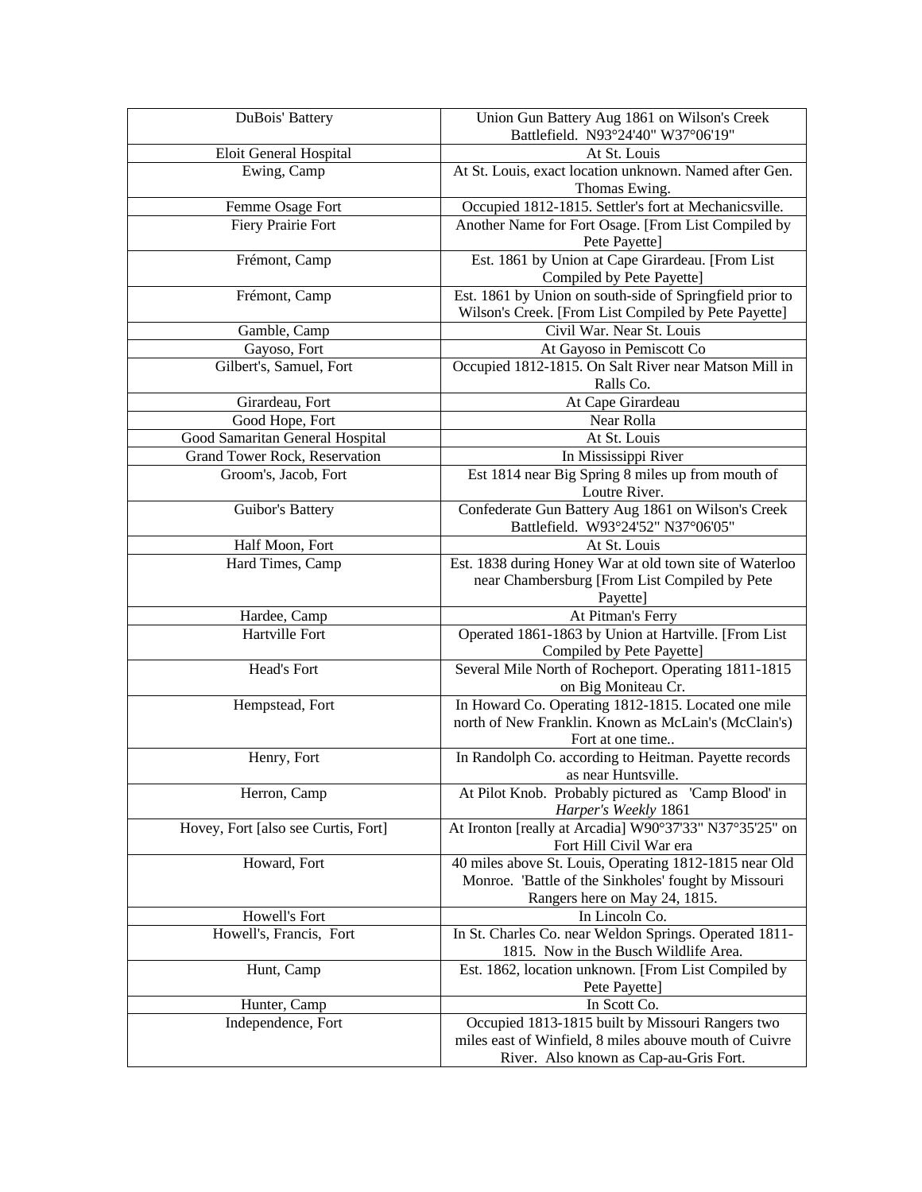| | |
|---|---|
| DuBois' Battery | Union Gun Battery Aug 1861 on Wilson's Creek Battlefield. N93°24'40" W37°06'19" |
| Eloit General Hospital | At St. Louis |
| Ewing, Camp | At St. Louis, exact location unknown. Named after Gen. Thomas Ewing. |
| Femme Osage Fort | Occupied 1812-1815. Settler's fort at Mechanicsville. |
| Fiery Prairie Fort | Another Name for Fort Osage. [From List Compiled by Pete Payette] |
| Frémont, Camp | Est. 1861 by Union at Cape Girardeau. [From List Compiled by Pete Payette] |
| Frémont, Camp | Est. 1861 by Union on south-side of Springfield prior to Wilson's Creek. [From List Compiled by Pete Payette] |
| Gamble, Camp | Civil War. Near St. Louis |
| Gayoso, Fort | At Gayoso in Pemiscott Co |
| Gilbert's, Samuel, Fort | Occupied 1812-1815. On Salt River near Matson Mill in Ralls Co. |
| Girardeau, Fort | At Cape Girardeau |
| Good Hope, Fort | Near Rolla |
| Good Samaritan General Hospital | At St. Louis |
| Grand Tower Rock, Reservation | In Mississippi River |
| Groom's, Jacob, Fort | Est 1814 near Big Spring 8 miles up from mouth of Loutre River. |
| Guibor's Battery | Confederate Gun Battery Aug 1861 on Wilson's Creek Battlefield. W93°24'52" N37°06'05" |
| Half Moon, Fort | At St. Louis |
| Hard Times, Camp | Est. 1838 during Honey War at old town site of Waterloo near Chambersburg [From List Compiled by Pete Payette] |
| Hardee, Camp | At Pitman's Ferry |
| Hartville Fort | Operated 1861-1863 by Union at Hartville. [From List Compiled by Pete Payette] |
| Head's Fort | Several Mile North of Rocheport. Operating 1811-1815 on Big Moniteau Cr. |
| Hempstead, Fort | In Howard Co. Operating 1812-1815. Located one mile north of New Franklin. Known as McLain's (McClain's) Fort at one time.. |
| Henry, Fort | In Randolph Co. according to Heitman. Payette records as near Huntsville. |
| Herron, Camp | At Pilot Knob. Probably pictured as 'Camp Blood' in *Harper's Weekly* 1861 |
| Hovey, Fort [also see Curtis, Fort] | At Ironton [really at Arcadia] W90°37'33" N37°35'25" on Fort Hill Civil War era |
| Howard, Fort | 40 miles above St. Louis, Operating 1812-1815 near Old Monroe. 'Battle of the Sinkholes' fought by Missouri Rangers here on May 24, 1815. |
| Howell's Fort | In Lincoln Co. |
| Howell's, Francis, Fort | In St. Charles Co. near Weldon Springs. Operated 1811-1815. Now in the Busch Wildlife Area. |
| Hunt, Camp | Est. 1862, location unknown. [From List Compiled by Pete Payette] |
| Hunter, Camp | In Scott Co. |
| Independence, Fort | Occupied 1813-1815 built by Missouri Rangers two miles east of Winfield, 8 miles abouve mouth of Cuivre River. Also known as Cap-au-Gris Fort. |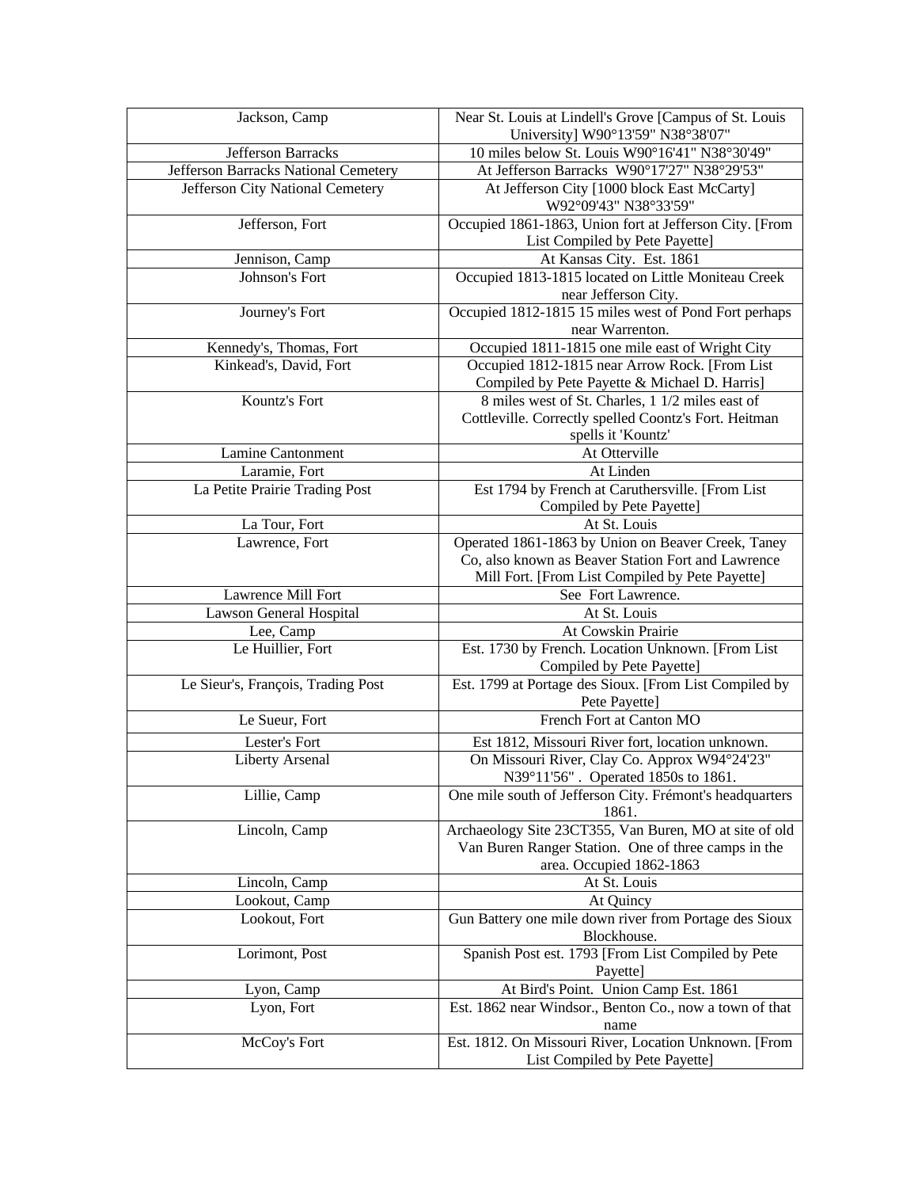| Jackson, Camp | Near St. Louis at Lindell's Grove [Campus of St. Louis University] W90°13'59" N38°38'07" |
|---|---|
| Jefferson Barracks | 10 miles below St. Louis W90°16'41" N38°30'49" |
| Jefferson Barracks National Cemetery | At Jefferson Barracks W90°17'27" N38°29'53" |
| Jefferson City National Cemetery | At Jefferson City [1000 block East McCarty] W92°09'43" N38°33'59" |
| Jefferson, Fort | Occupied 1861-1863, Union fort at Jefferson City. [From List Compiled by Pete Payette] |
| Jennison, Camp | At Kansas City. Est. 1861 |
| Johnson's Fort | Occupied 1813-1815 located on Little Moniteau Creek near Jefferson City. |
| Journey's Fort | Occupied 1812-1815 15 miles west of Pond Fort perhaps near Warrenton. |
| Kennedy's, Thomas, Fort | Occupied 1811-1815 one mile east of Wright City |
| Kinkead's, David, Fort | Occupied 1812-1815 near Arrow Rock. [From List Compiled by Pete Payette & Michael D. Harris] |
| Kountz's Fort | 8 miles west of St. Charles, 1 1/2 miles east of Cottleville. Correctly spelled Coontz's Fort. Heitman spells it 'Kountz' |
| Lamine Cantonment | At Otterville |
| Laramie, Fort | At Linden |
| La Petite Prairie Trading Post | Est 1794 by French at Caruthersville. [From List Compiled by Pete Payette] |
| La Tour, Fort | At St. Louis |
| Lawrence, Fort | Operated 1861-1863 by Union on Beaver Creek, Taney Co, also known as Beaver Station Fort and Lawrence Mill Fort. [From List Compiled by Pete Payette] |
| Lawrence Mill Fort | See Fort Lawrence. |
| Lawson General Hospital | At St. Louis |
| Lee, Camp | At Cowskin Prairie |
| Le Huillier, Fort | Est. 1730 by French. Location Unknown. [From List Compiled by Pete Payette] |
| Le Sieur's, François, Trading Post | Est. 1799 at Portage des Sioux. [From List Compiled by Pete Payette] |
| Le Sueur, Fort | French Fort at Canton MO |
| Lester's Fort | Est 1812, Missouri River fort, location unknown. |
| Liberty Arsenal | On Missouri River, Clay Co. Approx W94°24'23" N39°11'56" . Operated 1850s to 1861. |
| Lillie, Camp | One mile south of Jefferson City. Frémont's headquarters 1861. |
| Lincoln, Camp | Archaeology Site 23CT355, Van Buren, MO at site of old Van Buren Ranger Station. One of three camps in the area. Occupied 1862-1863 |
| Lincoln, Camp | At St. Louis |
| Lookout, Camp | At Quincy |
| Lookout, Fort | Gun Battery one mile down river from Portage des Sioux Blockhouse. |
| Lorimont, Post | Spanish Post est. 1793 [From List Compiled by Pete Payette] |
| Lyon, Camp | At Bird's Point. Union Camp Est. 1861 |
| Lyon, Fort | Est. 1862 near Windsor., Benton Co., now a town of that name |
| McCoy's Fort | Est. 1812. On Missouri River, Location Unknown. [From List Compiled by Pete Payette] |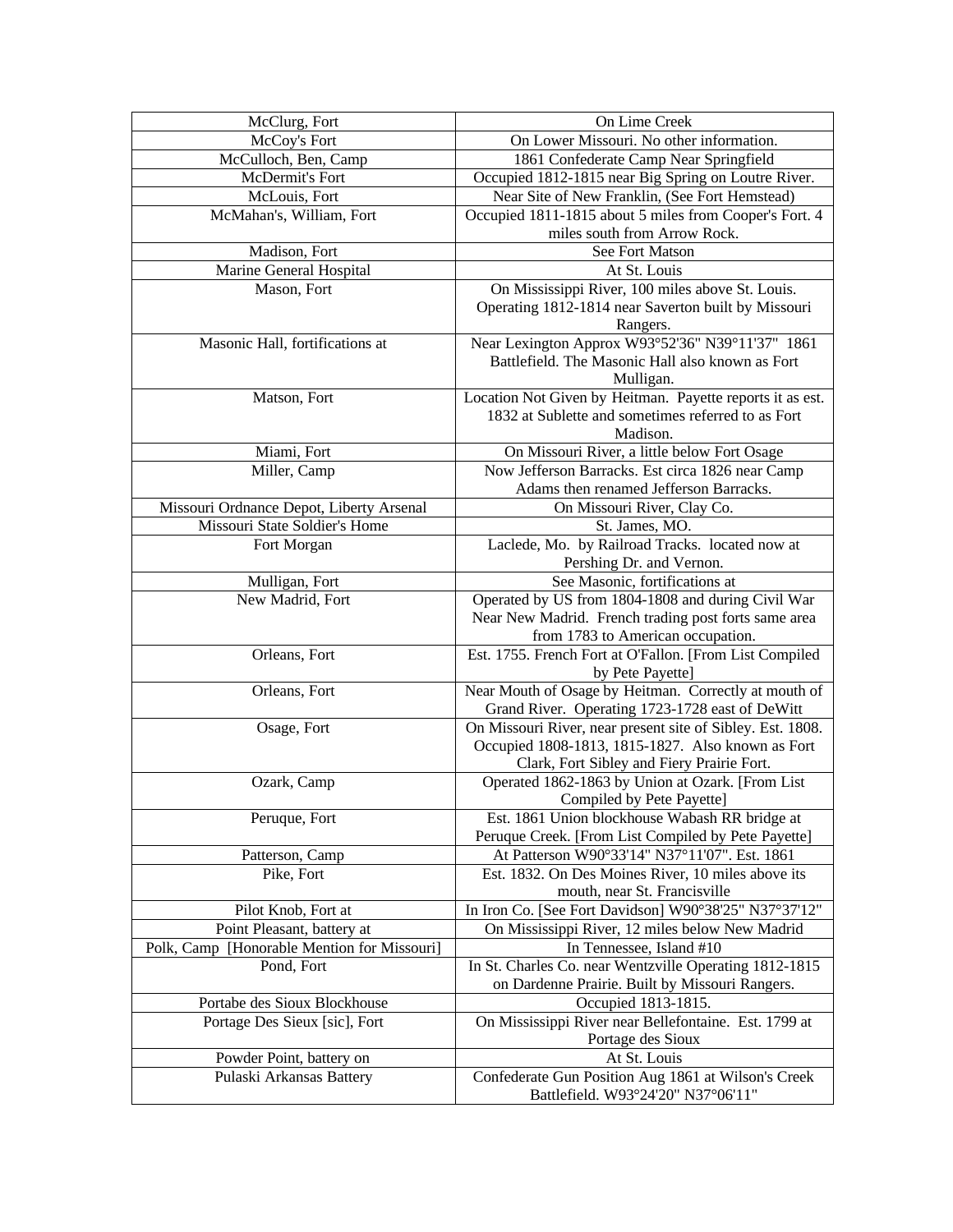| McClurg, Fort | On Lime Creek |
|---|---|
| McCoy's Fort | On Lower Missouri. No other information. |
| McCulloch, Ben, Camp | 1861 Confederate Camp Near Springfield |
| McDermit's Fort | Occupied 1812-1815 near Big Spring on Loutre River. |
| McLouis, Fort | Near Site of New Franklin, (See Fort Hemstead) |
| McMahan's, William, Fort | Occupied 1811-1815 about 5 miles from Cooper's Fort. 4 miles south from Arrow Rock. |
| Madison, Fort | See Fort Matson |
| Marine General Hospital | At St. Louis |
| Mason, Fort | On Mississippi River, 100 miles above St. Louis. Operating 1812-1814 near Saverton built by Missouri Rangers. |
| Masonic Hall, fortifications at | Near Lexington Approx W93°52'36" N39°11'37" 1861 Battlefield. The Masonic Hall also known as Fort Mulligan. |
| Matson, Fort | Location Not Given by Heitman. Payette reports it as est. 1832 at Sublette and sometimes referred to as Fort Madison. |
| Miami, Fort | On Missouri River, a little below Fort Osage |
| Miller, Camp | Now Jefferson Barracks. Est circa 1826 near Camp Adams then renamed Jefferson Barracks. |
| Missouri Ordnance Depot, Liberty Arsenal | On Missouri River, Clay Co. |
| Missouri State Soldier's Home | St. James, MO. |
| Fort Morgan | Laclede, Mo. by Railroad Tracks. located now at Pershing Dr. and Vernon. |
| Mulligan, Fort | See Masonic, fortifications at |
| New Madrid, Fort | Operated by US from 1804-1808 and during Civil War Near New Madrid. French trading post forts same area from 1783 to American occupation. |
| Orleans, Fort | Est. 1755. French Fort at O'Fallon. [From List Compiled by Pete Payette] |
| Orleans, Fort | Near Mouth of Osage by Heitman. Correctly at mouth of Grand River. Operating 1723-1728 east of DeWitt |
| Osage, Fort | On Missouri River, near present site of Sibley. Est. 1808. Occupied 1808-1813, 1815-1827. Also known as Fort Clark, Fort Sibley and Fiery Prairie Fort. |
| Ozark, Camp | Operated 1862-1863 by Union at Ozark. [From List Compiled by Pete Payette] |
| Peruque, Fort | Est. 1861 Union blockhouse Wabash RR bridge at Peruque Creek. [From List Compiled by Pete Payette] |
| Patterson, Camp | At Patterson W90°33'14" N37°11'07". Est. 1861 |
| Pike, Fort | Est. 1832. On Des Moines River, 10 miles above its mouth, near St. Francisville |
| Pilot Knob, Fort at | In Iron Co. [See Fort Davidson] W90°38'25" N37°37'12" |
| Point Pleasant, battery at | On Mississippi River, 12 miles below New Madrid |
| Polk, Camp [Honorable Mention for Missouri] | In Tennessee, Island #10 |
| Pond, Fort | In St. Charles Co. near Wentzville Operating 1812-1815 on Dardenne Prairie. Built by Missouri Rangers. |
| Portabe des Sioux Blockhouse | Occupied 1813-1815. |
| Portage Des Sieux [sic], Fort | On Mississippi River near Bellefontaine. Est. 1799 at Portage des Sioux |
| Powder Point, battery on | At St. Louis |
| Pulaski Arkansas Battery | Confederate Gun Position Aug 1861 at Wilson's Creek Battlefield. W93°24'20" N37°06'11" |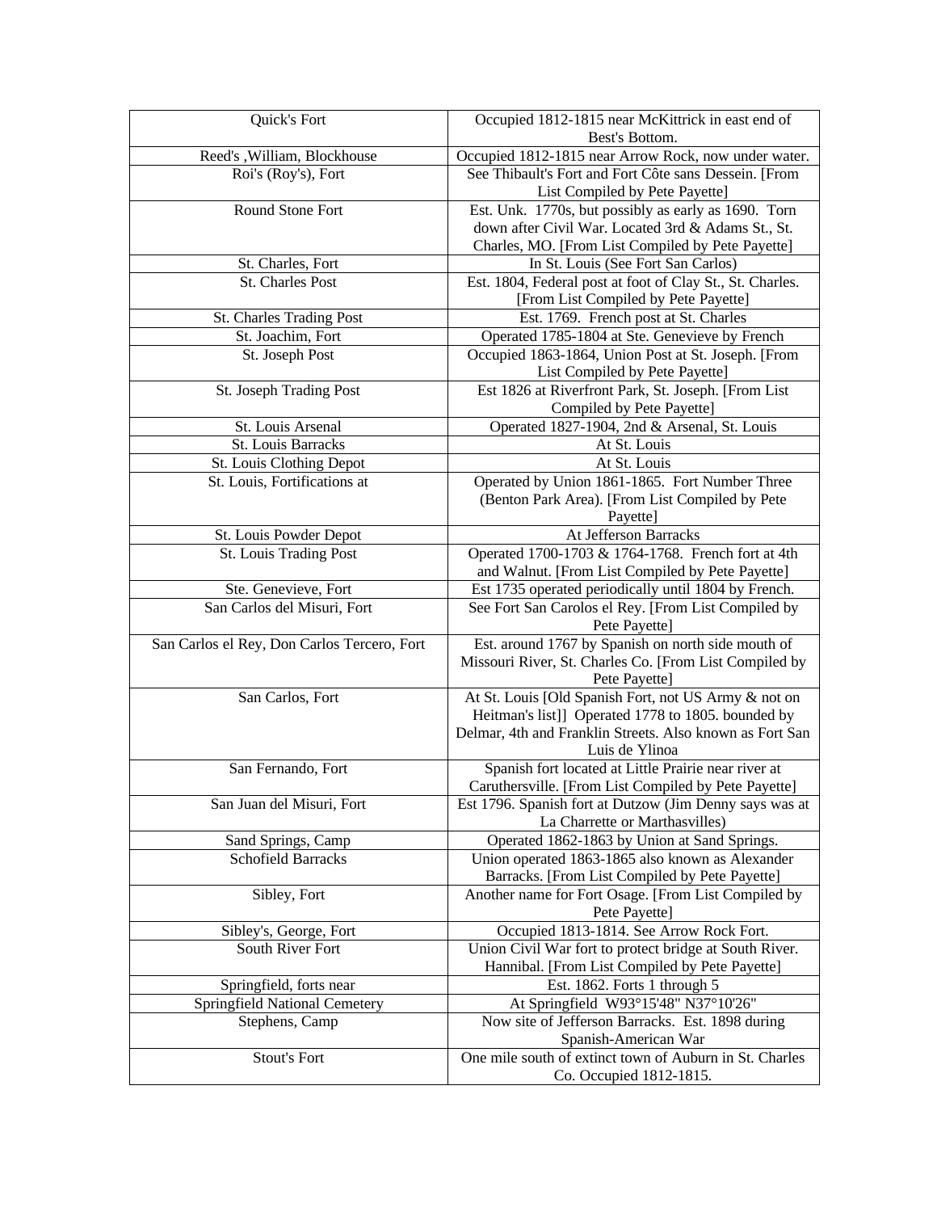| | |
|---|---|
| Quick's Fort | Occupied 1812-1815 near McKittrick in east end of Best's Bottom. |
| Reed's ,William, Blockhouse | Occupied 1812-1815 near Arrow Rock, now under water. |
| Roi's (Roy's), Fort | See Thibault's Fort and Fort Côte sans Dessein. [From List Compiled by Pete Payette] |
| Round Stone Fort | Est. Unk. 1770s, but possibly as early as 1690. Torn down after Civil War. Located 3rd & Adams St., St. Charles, MO. [From List Compiled by Pete Payette] |
| St. Charles, Fort | In St. Louis (See Fort San Carlos) |
| St. Charles Post | Est. 1804, Federal post at foot of Clay St., St. Charles. [From List Compiled by Pete Payette] |
| St. Charles Trading Post | Est. 1769. French post at St. Charles |
| St. Joachim, Fort | Operated 1785-1804 at Ste. Genevieve by French |
| St. Joseph Post | Occupied 1863-1864, Union Post at St. Joseph. [From List Compiled by Pete Payette] |
| St. Joseph Trading Post | Est 1826 at Riverfront Park, St. Joseph. [From List Compiled by Pete Payette] |
| St. Louis Arsenal | Operated 1827-1904, 2nd & Arsenal, St. Louis |
| St. Louis Barracks | At St. Louis |
| St. Louis Clothing Depot | At St. Louis |
| St. Louis, Fortifications at | Operated by Union 1861-1865. Fort Number Three (Benton Park Area). [From List Compiled by Pete Payette] |
| St. Louis Powder Depot | At Jefferson Barracks |
| St. Louis Trading Post | Operated 1700-1703 & 1764-1768. French fort at 4th and Walnut. [From List Compiled by Pete Payette] |
| Ste. Genevieve, Fort | Est 1735 operated periodically until 1804 by French. |
| San Carlos del Misuri, Fort | See Fort San Carolos el Rey. [From List Compiled by Pete Payette] |
| San Carlos el Rey, Don Carlos Tercero, Fort | Est. around 1767 by Spanish on north side mouth of Missouri River, St. Charles Co. [From List Compiled by Pete Payette] |
| San Carlos, Fort | At St. Louis [Old Spanish Fort, not US Army & not on Heitman's list]] Operated 1778 to 1805. bounded by Delmar, 4th and Franklin Streets. Also known as Fort San Luis de Ylinoa |
| San Fernando, Fort | Spanish fort located at Little Prairie near river at Caruthersville. [From List Compiled by Pete Payette] |
| San Juan del Misuri, Fort | Est 1796. Spanish fort at Dutzow (Jim Denny says was at La Charrette or Marthasvilles) |
| Sand Springs, Camp | Operated 1862-1863 by Union at Sand Springs. |
| Schofield Barracks | Union operated 1863-1865 also known as Alexander Barracks. [From List Compiled by Pete Payette] |
| Sibley, Fort | Another name for Fort Osage. [From List Compiled by Pete Payette] |
| Sibley's, George, Fort | Occupied 1813-1814. See Arrow Rock Fort. |
| South River Fort | Union Civil War fort to protect bridge at South River. Hannibal. [From List Compiled by Pete Payette] |
| Springfield, forts near | Est. 1862. Forts 1 through 5 |
| Springfield National Cemetery | At Springfield W93°15'48" N37°10'26" |
| Stephens, Camp | Now site of Jefferson Barracks. Est. 1898 during Spanish-American War |
| Stout's Fort | One mile south of extinct town of Auburn in St. Charles Co. Occupied 1812-1815. |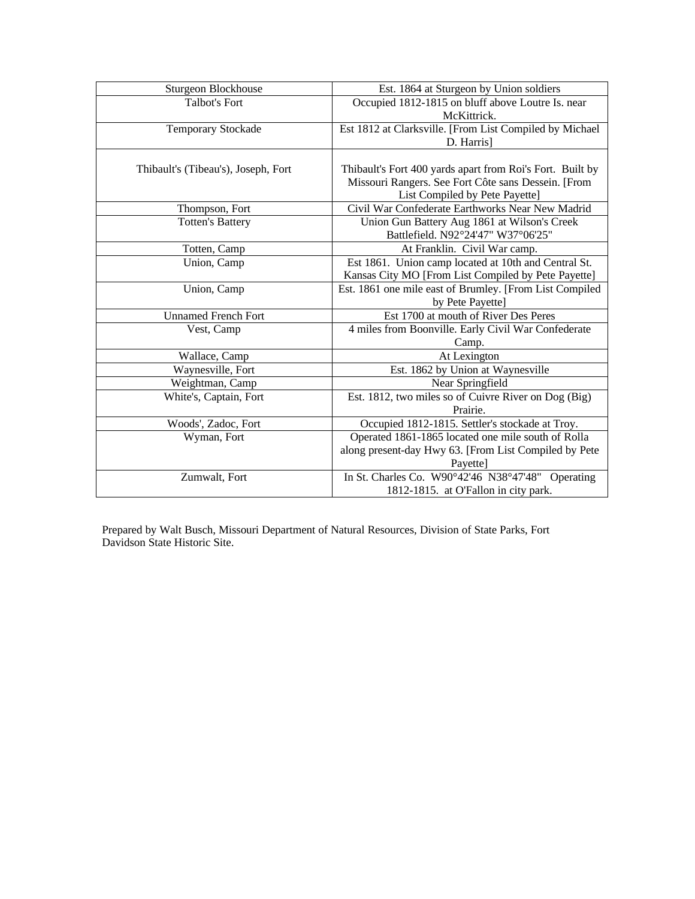| | |
|---|---|
| Sturgeon Blockhouse | Est. 1864 at Sturgeon by Union soldiers |
| Talbot's Fort | Occupied 1812-1815 on bluff above Loutre Is. near McKittrick. |
| Temporary Stockade | Est 1812 at Clarksville. [From List Compiled by Michael D. Harris] |
| Thibault's (Tibeau's), Joseph, Fort | Thibault's Fort 400 yards apart from Roi's Fort. Built by Missouri Rangers. See Fort Côte sans Dessein. [From List Compiled by Pete Payette] |
| Thompson, Fort | Civil War Confederate Earthworks Near New Madrid |
| Totten's Battery | Union Gun Battery Aug 1861 at Wilson's Creek Battlefield. N92°24'47" W37°06'25" |
| Totten, Camp | At Franklin. Civil War camp. |
| Union, Camp | Est 1861. Union camp located at 10th and Central St. Kansas City MO [From List Compiled by Pete Payette] |
| Union, Camp | Est. 1861 one mile east of Brumley. [From List Compiled by Pete Payette] |
| Unnamed French Fort | Est 1700 at mouth of River Des Peres |
| Vest, Camp | 4 miles from Boonville. Early Civil War Confederate Camp. |
| Wallace, Camp | At Lexington |
| Waynesville, Fort | Est. 1862 by Union at Waynesville |
| Weightman, Camp | Near Springfield |
| White's, Captain, Fort | Est. 1812, two miles so of Cuivre River on Dog (Big) Prairie. |
| Woods', Zadoc, Fort | Occupied 1812-1815. Settler's stockade at Troy. |
| Wyman, Fort | Operated 1861-1865 located one mile south of Rolla along present-day Hwy 63. [From List Compiled by Pete Payette] |
| Zumwalt, Fort | In St. Charles Co. W90°42'46 N38°47'48" Operating 1812-1815. at O'Fallon in city park. |

Prepared by Walt Busch, Missouri Department of Natural Resources, Division of State Parks, Fort Davidson State Historic Site.